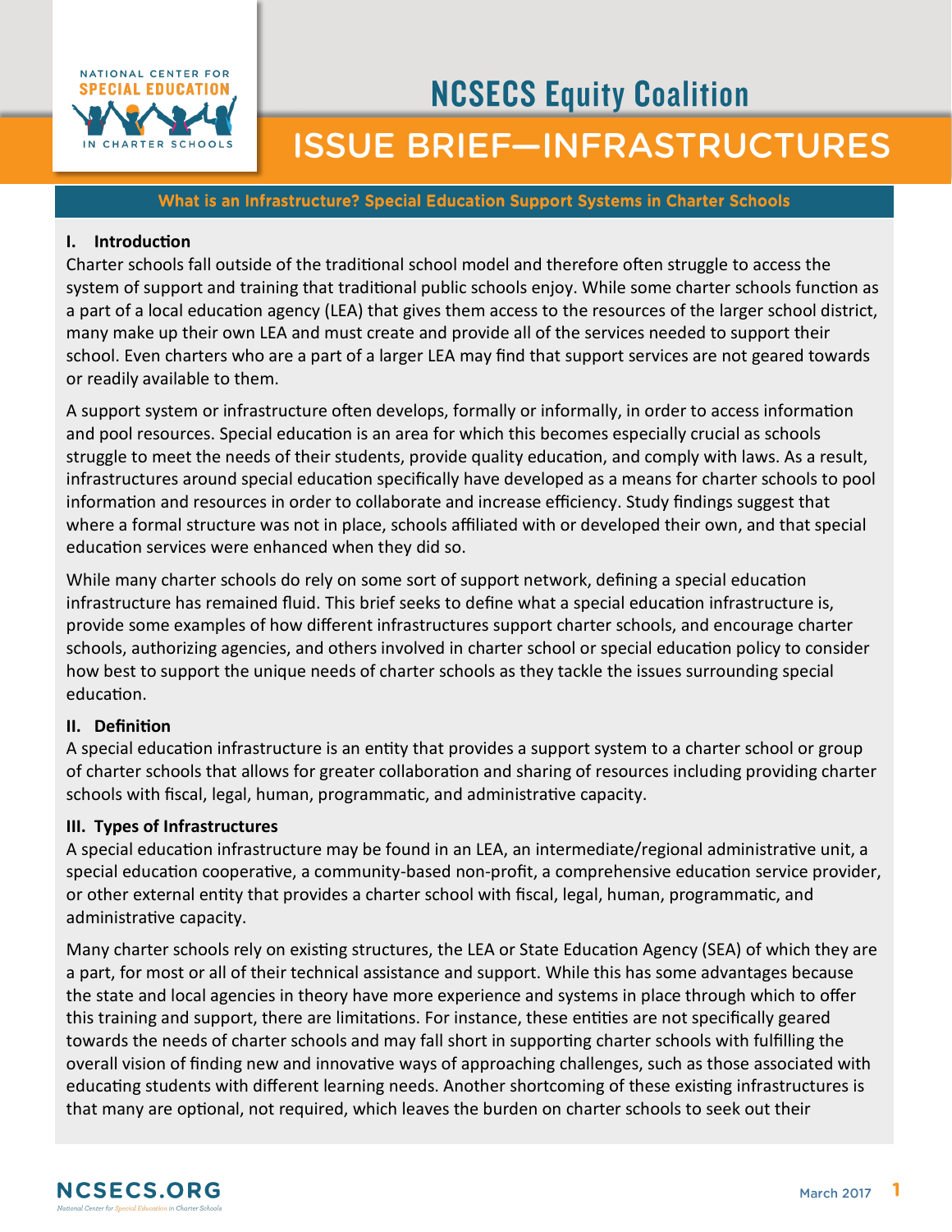# NCSECS Equity Coalition

# ISSUE BRIEF—INFRASTRUCTURES

## What is an Infrastructure? Special Education Support Systems in Charter Schools

### I. Introduction

Charter schools fall outside of the traditional school model and therefore often struggle to access the system of support and training that traditional public schools enjoy. While some charter schools function as a part of a local education agency (LEA) that gives them access to the resources of the larger school district, many make up their own LEA and must create and provide all of the services needed to support their school. Even charters who are a part of a larger LEA may find that support services are not geared towards or readily available to them.

A support system or infrastructure often develops, formally or informally, in order to access information and pool resources. Special education is an area for which this becomes especially crucial as schools struggle to meet the needs of their students, provide quality education, and comply with laws. As a result, infrastructures around special education specifically have developed as a means for charter schools to pool information and resources in order to collaborate and increase efficiency. Study findings suggest that where a formal structure was not in place, schools affiliated with or developed their own, and that special education services were enhanced when they did so.

While many charter schools do rely on some sort of support network, defining a special education infrastructure has remained fluid. This brief seeks to define what a special education infrastructure is, provide some examples of how different infrastructures support charter schools, and encourage charter schools, authorizing agencies, and others involved in charter school or special education policy to consider how best to support the unique needs of charter schools as they tackle the issues surrounding special education.

### II. Definition

A special education infrastructure is an entity that provides a support system to a charter school or group of charter schools that allows for greater collaboration and sharing of resources including providing charter schools with fiscal, legal, human, programmatic, and administrative capacity.

### III. Types of Infrastructures

A special education infrastructure may be found in an LEA, an intermediate/regional administrative unit, a special education cooperative, a community-based non-profit, a comprehensive education service provider, or other external entity that provides a charter school with fiscal, legal, human, programmatic, and administrative capacity.

Many charter schools rely on existing structures, the LEA or State Education Agency (SEA) of which they are a part, for most or all of their technical assistance and support. While this has some advantages because the state and local agencies in theory have more experience and systems in place through which to offer this training and support, there are limitations. For instance, these entities are not specifically geared towards the needs of charter schools and may fall short in supporting charter schools with fulfilling the overall vision of finding new and innovative ways of approaching challenges, such as those associated with educating students with different learning needs. Another shortcoming of these existing infrastructures is that many are optional, not required, which leaves the burden on charter schools to seek out their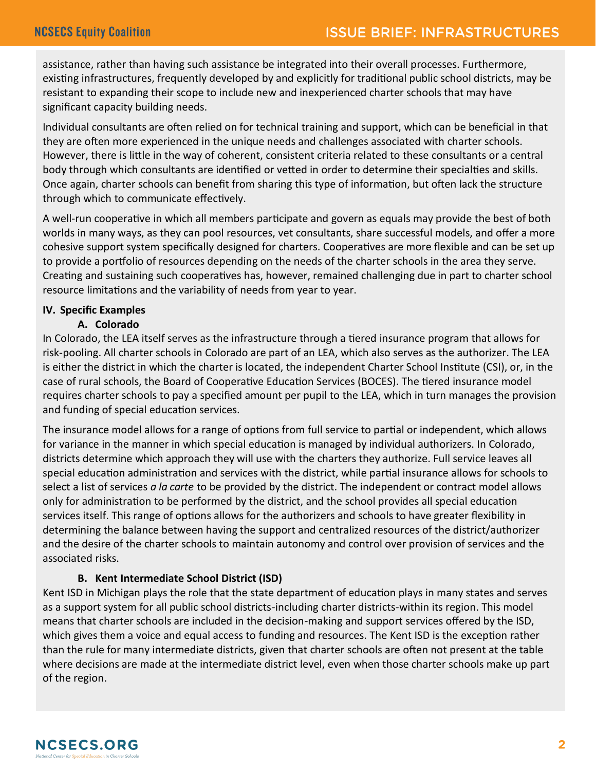assistance, rather than having such assistance be integrated into their overall processes. Furthermore, existing infrastructures, frequently developed by and explicitly for traditional public school districts, may be resistant to expanding their scope to include new and inexperienced charter schools that may have significant capacity building needs.

Individual consultants are often relied on for technical training and support, which can be beneficial in that they are often more experienced in the unique needs and challenges associated with charter schools. However, there is little in the way of coherent, consistent criteria related to these consultants or a central body through which consultants are identified or vetted in order to determine their specialties and skills. Once again, charter schools can benefit from sharing this type of information, but often lack the structure through which to communicate effectively.

A well-run cooperative in which all members participate and govern as equals may provide the best of both worlds in many ways, as they can pool resources, vet consultants, share successful models, and offer a more cohesive support system specifically designed for charters. Cooperatives are more flexible and can be set up to provide a portfolio of resources depending on the needs of the charter schools in the area they serve. Creating and sustaining such cooperatives has, however, remained challenging due in part to charter school resource limitations and the variability of needs from year to year.

## IV. Specific Examples

### A. Colorado

In Colorado, the LEA itself serves as the infrastructure through a tiered insurance program that allows for risk-pooling. All charter schools in Colorado are part of an LEA, which also serves as the authorizer. The LEA is either the district in which the charter is located, the independent Charter School Institute (CSI), or, in the case of rural schools, the Board of Cooperative Education Services (BOCES). The tiered insurance model requires charter schools to pay a specified amount per pupil to the LEA, which in turn manages the provision and funding of special education services.

The insurance model allows for a range of options from full service to partial or independent, which allows for variance in the manner in which special education is managed by individual authorizers. In Colorado, districts determine which approach they will use with the charters they authorize. Full service leaves all special education administration and services with the district, while partial insurance allows for schools to select a list of services *a la carte* to be provided by the district. The independent or contract model allows only for administration to be performed by the district, and the school provides all special education services itself. This range of options allows for the authorizers and schools to have greater flexibility in determining the balance between having the support and centralized resources of the district/authorizer and the desire of the charter schools to maintain autonomy and control over provision of services and the associated risks.

### B. Kent Intermediate School District (ISD)

Kent ISD in Michigan plays the role that the state department of education plays in many states and serves as a support system for all public school districts-including charter districts-within its region. This model means that charter schools are included in the decision-making and support services offered by the ISD, which gives them a voice and equal access to funding and resources. The Kent ISD is the exception rather than the rule for many intermediate districts, given that charter schools are often not present at the table where decisions are made at the intermediate district level, even when those charter schools make up part of the region.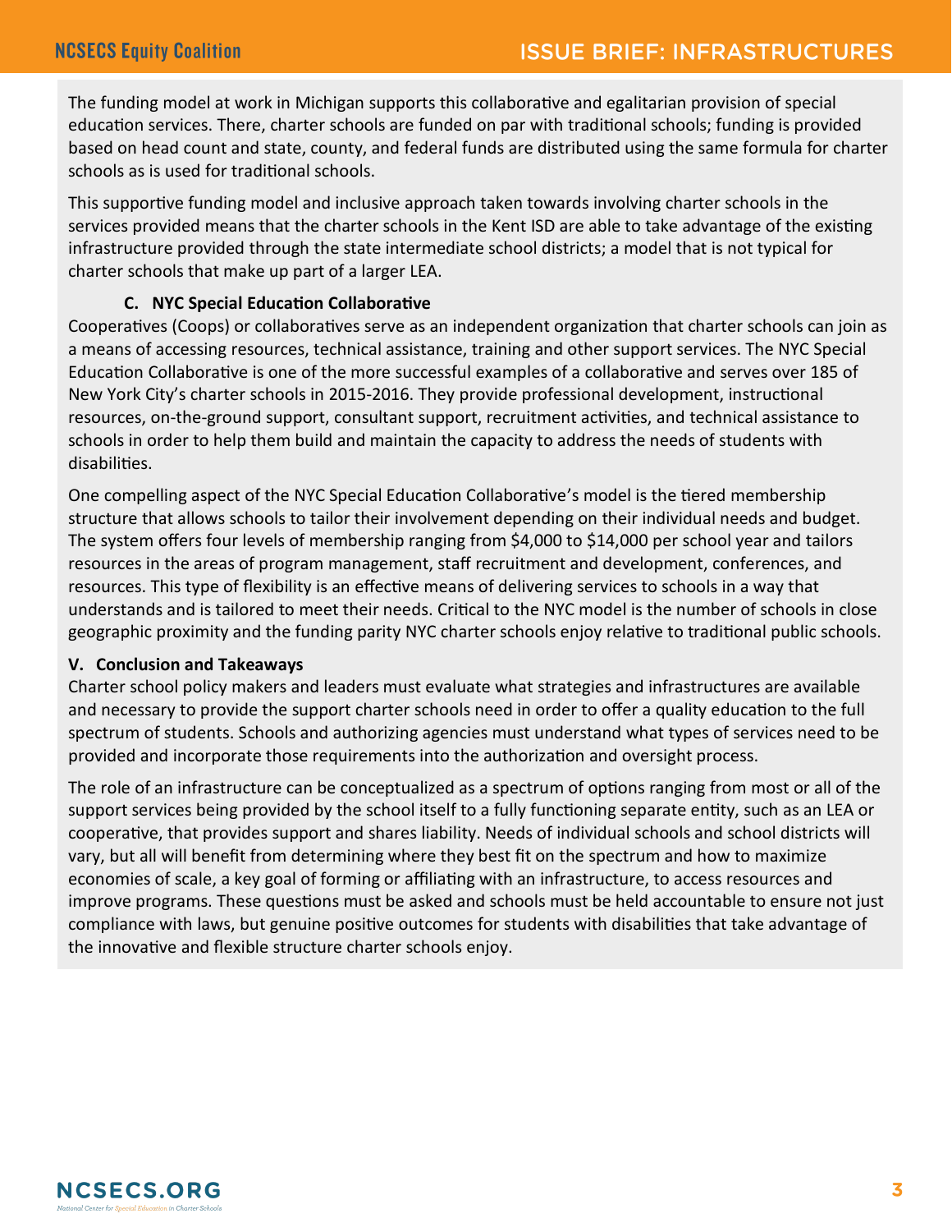The funding model at work in Michigan supports this collaborative and egalitarian provision of special education services. There, charter schools are funded on par with traditional schools; funding is provided based on head count and state, county, and federal funds are distributed using the same formula for charter schools as is used for traditional schools.

This supportive funding model and inclusive approach taken towards involving charter schools in the services provided means that the charter schools in the Kent ISD are able to take advantage of the existing infrastructure provided through the state intermediate school districts; a model that is not typical for charter schools that make up part of a larger LEA.

### C. NYC Special Education Collaborative

Cooperatives (Coops) or collaboratives serve as an independent organization that charter schools can join as a means of accessing resources, technical assistance, training and other support services. The NYC Special Education Collaborative is one of the more successful examples of a collaborative and serves over 185 of New York City's charter schools in 2015-2016. They provide professional development, instructional resources, on-the-ground support, consultant support, recruitment activities, and technical assistance to schools in order to help them build and maintain the capacity to address the needs of students with disabilities.

One compelling aspect of the NYC Special Education Collaborative's model is the tiered membership structure that allows schools to tailor their involvement depending on their individual needs and budget. The system offers four levels of membership ranging from $4,000 to $14,000 per school year and tailors resources in the areas of program management, staff recruitment and development, conferences, and resources. This type of flexibility is an effective means of delivering services to schools in a way that understands and is tailored to meet their needs. Critical to the NYC model is the number of schools in close geographic proximity and the funding parity NYC charter schools enjoy relative to traditional public schools.

## V. Conclusion and Takeaways

Charter school policy makers and leaders must evaluate what strategies and infrastructures are available and necessary to provide the support charter schools need in order to offer a quality education to the full spectrum of students. Schools and authorizing agencies must understand what types of services need to be provided and incorporate those requirements into the authorization and oversight process.

The role of an infrastructure can be conceptualized as a spectrum of options ranging from most or all of the support services being provided by the school itself to a fully functioning separate entity, such as an LEA or cooperative, that provides support and shares liability. Needs of individual schools and school districts will vary, but all will benefit from determining where they best fit on the spectrum and how to maximize economies of scale, a key goal of forming or affiliating with an infrastructure, to access resources and improve programs. These questions must be asked and schools must be held accountable to ensure not just compliance with laws, but genuine positive outcomes for students with disabilities that take advantage of the innovative and flexible structure charter schools enjoy.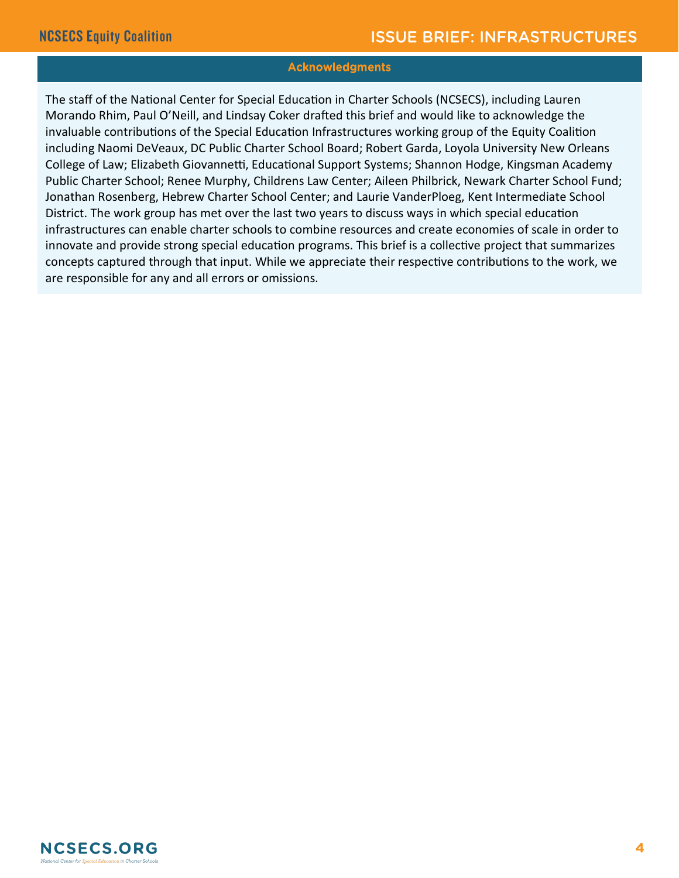## Acknowledgments

The staff of the National Center for Special Education in Charter Schools (NCSECS), including Lauren Morando Rhim, Paul O'Neill, and Lindsay Coker drafted this brief and would like to acknowledge the invaluable contributions of the Special Education Infrastructures working group of the Equity Coalition including Naomi DeVeaux, DC Public Charter School Board; Robert Garda, Loyola University New Orleans College of Law; Elizabeth Giovannetti, Educational Support Systems; Shannon Hodge, Kingsman Academy Public Charter School; Renee Murphy, Childrens Law Center; Aileen Philbrick, Newark Charter School Fund; Jonathan Rosenberg, Hebrew Charter School Center; and Laurie VanderPloeg, Kent Intermediate School District. The work group has met over the last two years to discuss ways in which special education infrastructures can enable charter schools to combine resources and create economies of scale in order to innovate and provide strong special education programs. This brief is a collective project that summarizes concepts captured through that input. While we appreciate their respective contributions to the work, we are responsible for any and all errors or omissions.